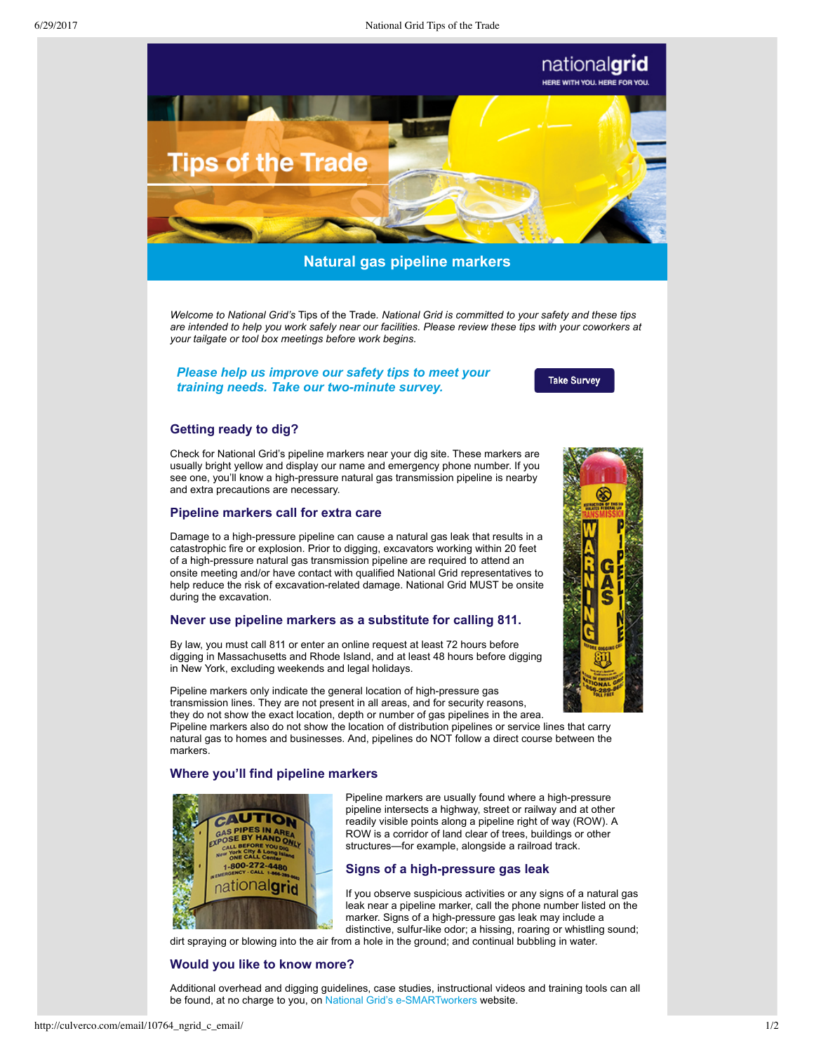# Tips of the Trade

## Natural gas pipeline markers

*Welcome to National Grid's* Tips of the Trade. *National Grid is committed to your safety and these tips are intended to help you work safely near our facilities. Please review these tips with your coworkers at your tailgate or tool box meetings before work begins.*

***Please help us improve our safety tips to meet your training needs. Take our two-minute survey.***

Take Survey

### Getting ready to dig?

Check for National Grid's pipeline markers near your dig site. These markers are usually bright yellow and display our name and emergency phone number. If you see one, you'll know a high-pressure natural gas transmission pipeline is nearby and extra precautions are necessary.

### Pipeline markers call for extra care

Damage to a high-pressure pipeline can cause a natural gas leak that results in a catastrophic fire or explosion. Prior to digging, excavators working within 20 feet of a high-pressure natural gas transmission pipeline are required to attend an onsite meeting and/or have contact with qualified National Grid representatives to help reduce the risk of excavation-related damage. National Grid MUST be onsite during the excavation.

### Never use pipeline markers as a substitute for calling 811.

By law, you must call 811 or enter an online request at least 72 hours before digging in Massachusetts and Rhode Island, and at least 48 hours before digging in New York, excluding weekends and legal holidays.

Pipeline markers only indicate the general location of high-pressure gas transmission lines. They are not present in all areas, and for security reasons, they do not show the exact location, depth or number of gas pipelines in the area. Pipeline markers also do not show the location of distribution pipelines or service lines that carry natural gas to homes and businesses. And, pipelines do NOT follow a direct course between the markers.

### Where you'll find pipeline markers

Pipeline markers are usually found where a high-pressure pipeline intersects a highway, street or railway and at other readily visible points along a pipeline right of way (ROW). A ROW is a corridor of land clear of trees, buildings or other structures—for example, alongside a railroad track.

### Signs of a high-pressure gas leak

If you observe suspicious activities or any signs of a natural gas leak near a pipeline marker, call the phone number listed on the marker. Signs of a high-pressure gas leak may include a distinctive, sulfur-like odor; a hissing, roaring or whistling sound; dirt spraying or blowing into the air from a hole in the ground; and continual bubbling in water.

### Would you like to know more?

Additional overhead and digging guidelines, case studies, instructional videos and training tools can all be found, at no charge to you, on National Grid's e-SMARTworkers website.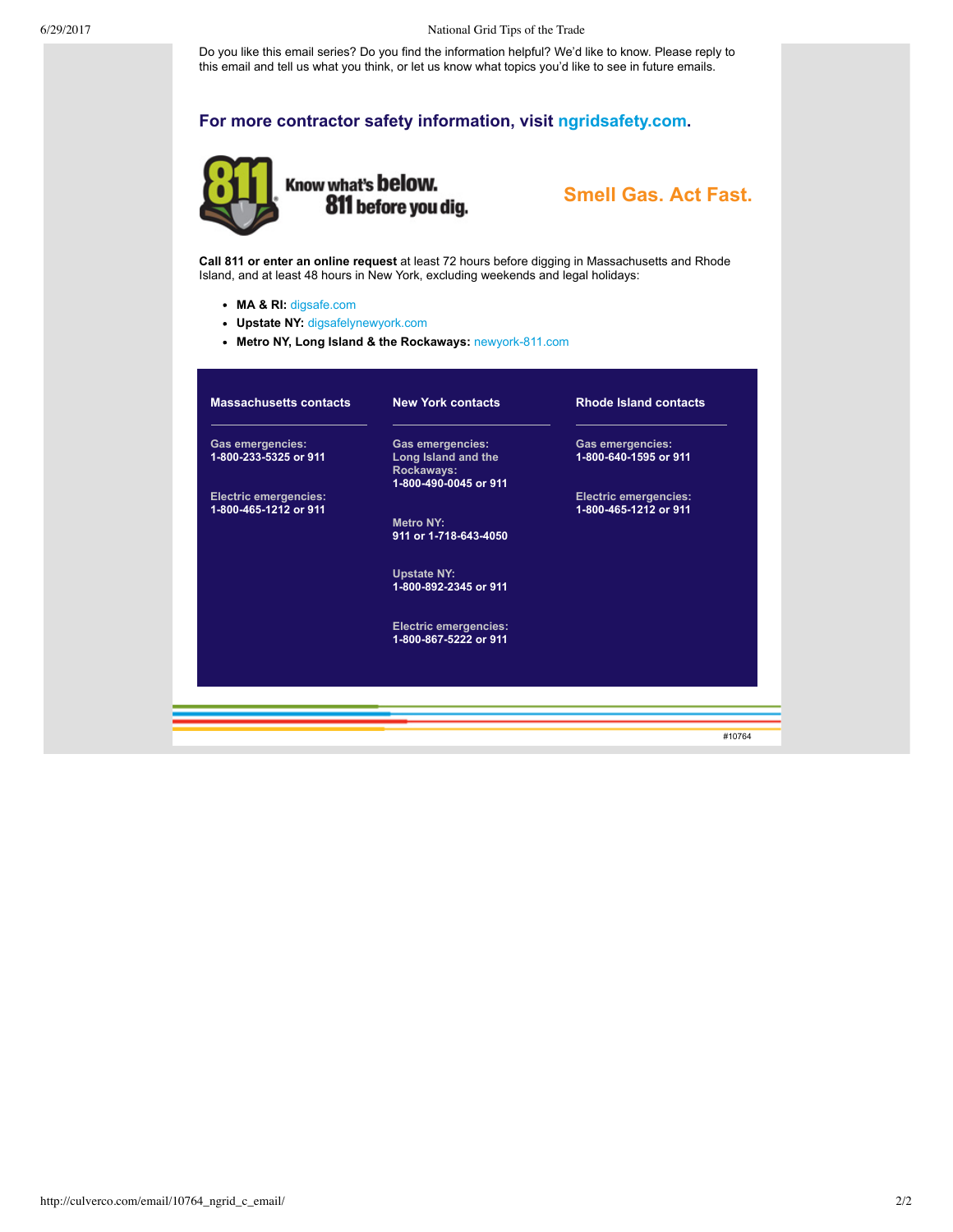Do you like this email series? Do you find the information helpful? We'd like to know. Please reply to this email and tell us what you think, or let us know what topics you'd like to see in future emails.

## For more contractor safety information, visit ngridsafety.com.

Know what's **below.** **811 before you dig.**

**Smell Gas. Act Fast.**

**Call 811 or enter an online request** at least 72 hours before digging in Massachusetts and Rhode Island, and at least 48 hours in New York, excluding weekends and legal holidays:

- **MA & RI:** digsafe.com
- **Upstate NY:** digsafelynewyork.com
- **Metro NY, Long Island & the Rockaways:** newyork-811.com

**Massachusetts contacts**

Gas emergencies:
**1-800-233-5325 or 911**

Electric emergencies:
**1-800-465-1212 or 911**

**New York contacts**

Gas emergencies:
Long Island and the Rockaways:
**1-800-490-0045 or 911**

Metro NY:
**911 or 1-718-643-4050**

Upstate NY:
**1-800-892-2345 or 911**

Electric emergencies:
**1-800-867-5222 or 911**

**Rhode Island contacts**

Gas emergencies:
**1-800-640-1595 or 911**

Electric emergencies:
**1-800-465-1212 or 911**

#10764